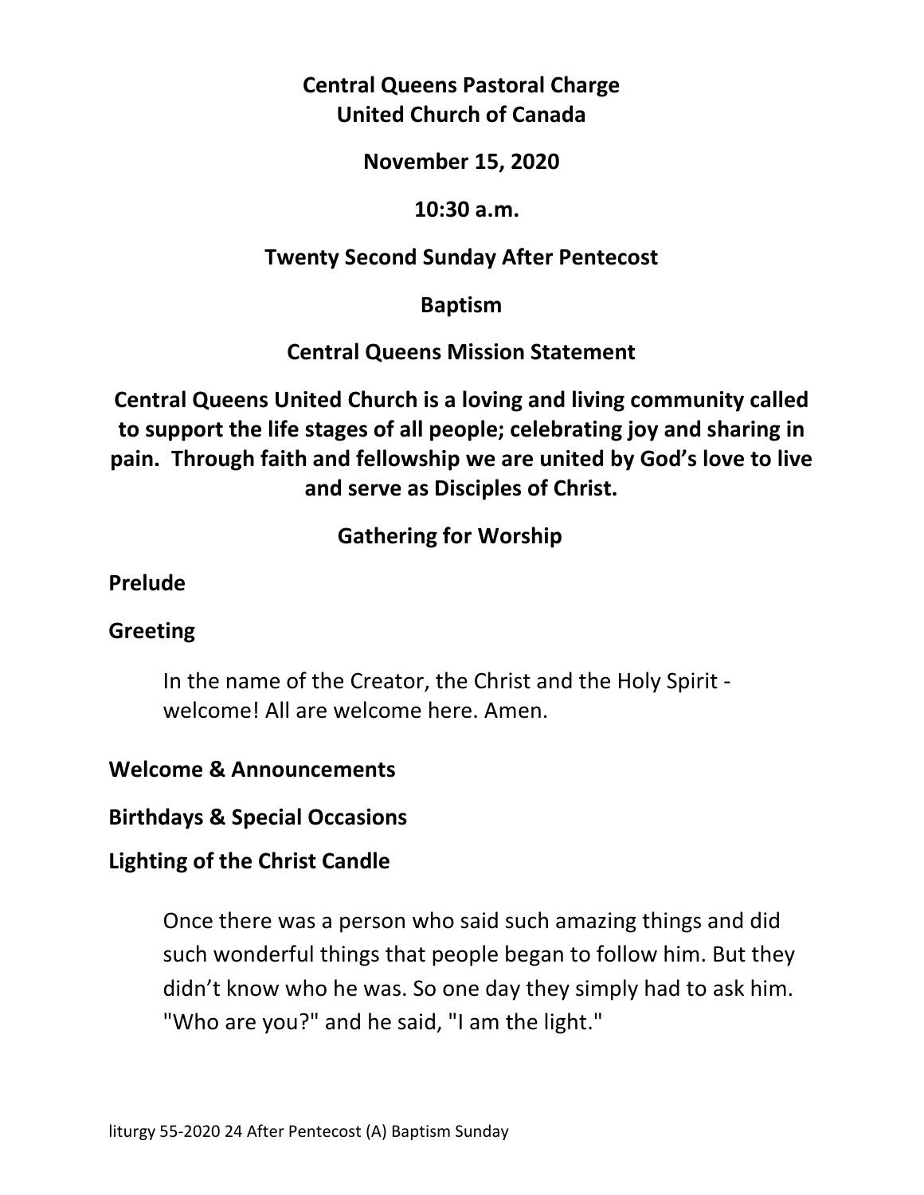**Central Queens Pastoral Charge**
**United Church of Canada**

**November 15, 2020**

**10:30 a.m.**

**Twenty Second Sunday After Pentecost**

**Baptism**

**Central Queens Mission Statement**

**Central Queens United Church is a loving and living community called to support the life stages of all people; celebrating joy and sharing in pain. Through faith and fellowship we are united by God's love to live and serve as Disciples of Christ.**

## Gathering for Worship

**Prelude**

**Greeting**

In the name of the Creator, the Christ and the Holy Spirit - welcome! All are welcome here. Amen.

**Welcome & Announcements**

**Birthdays & Special Occasions**

**Lighting of the Christ Candle**

Once there was a person who said such amazing things and did such wonderful things that people began to follow him. But they didn't know who he was. So one day they simply had to ask him. "Who are you?" and he said, "I am the light."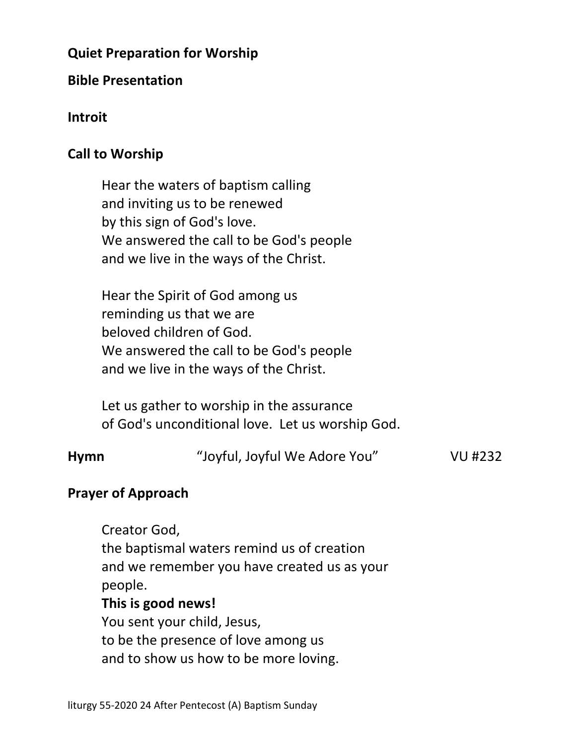**Quiet Preparation for Worship**

**Bible Presentation**

**Introit**

**Call to Worship**

> Hear the waters of baptism calling
> and inviting us to be renewed
> by this sign of God's love.
> We answered the call to be God's people
> and we live in the ways of the Christ.
>
> Hear the Spirit of God among us
> reminding us that we are
> beloved children of God.
> We answered the call to be God's people
> and we live in the ways of the Christ.
>
> Let us gather to worship in the assurance
> of God's unconditional love. Let us worship God.

**Hymn** "Joyful, Joyful We Adore You" VU #232

**Prayer of Approach**

> Creator God,
> the baptismal waters remind us of creation
> and we remember you have created us as your
> people.
> **This is good news!**
> You sent your child, Jesus,
> to be the presence of love among us
> and to show us how to be more loving.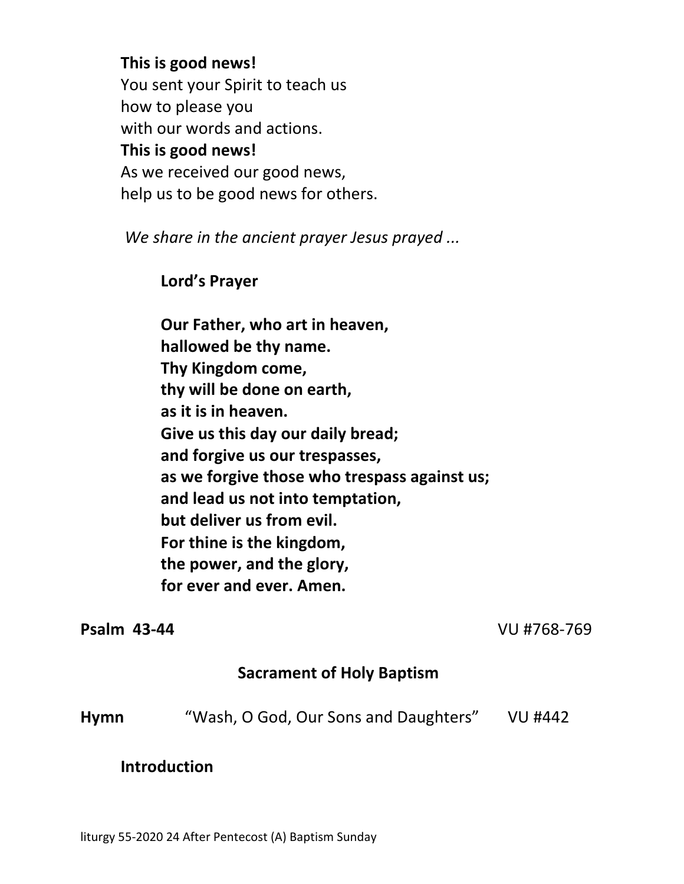**This is good news!**
You sent your Spirit to teach us
how to please you
with our words and actions.
**This is good news!**
As we received our good news,
help us to be good news for others.

*We share in the ancient prayer Jesus prayed ...*

**Lord's Prayer**

**Our Father, who art in heaven,**
**hallowed be thy name.**
**Thy Kingdom come,**
**thy will be done on earth,**
**as it is in heaven.**
**Give us this day our daily bread;**
**and forgive us our trespasses,**
**as we forgive those who trespass against us;**
**and lead us not into temptation,**
**but deliver us from evil.**
**For thine is the kingdom,**
**the power, and the glory,**
**for ever and ever. Amen.**

**Psalm 43-44** VU #768-769

## Sacrament of Holy Baptism

**Hymn** "Wash, O God, Our Sons and Daughters" VU #442

**Introduction**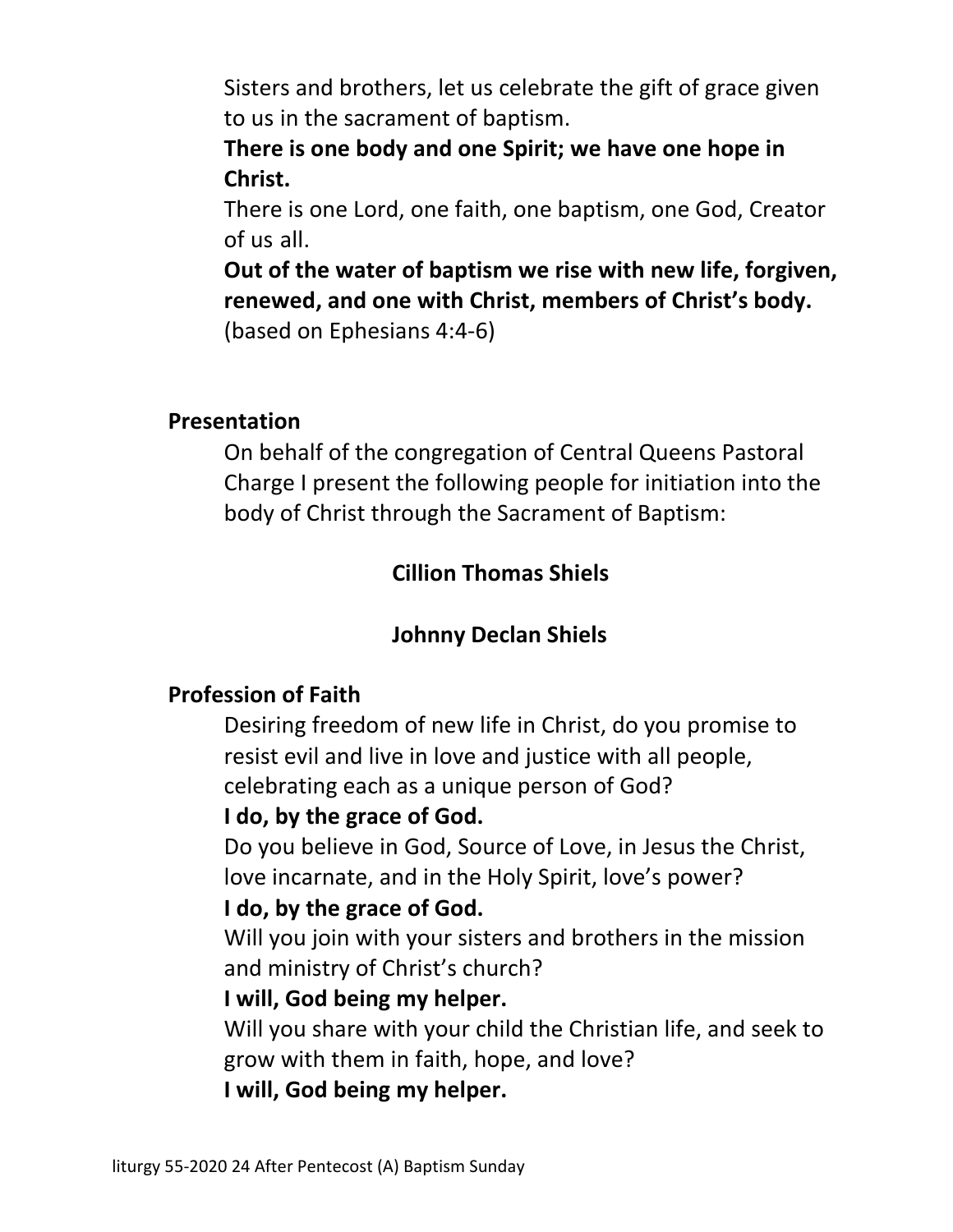Sisters and brothers, let us celebrate the gift of grace given to us in the sacrament of baptism.

**There is one body and one Spirit; we have one hope in Christ.**

There is one Lord, one faith, one baptism, one God, Creator of us all.

**Out of the water of baptism we rise with new life, forgiven, renewed, and one with Christ, members of Christ's body.**

(based on Ephesians 4:4-6)

**Presentation**

On behalf of the congregation of Central Queens Pastoral Charge I present the following people for initiation into the body of Christ through the Sacrament of Baptism:

**Cillion Thomas Shiels**

**Johnny Declan Shiels**

**Profession of Faith**

Desiring freedom of new life in Christ, do you promise to resist evil and live in love and justice with all people, celebrating each as a unique person of God?

**I do, by the grace of God.**

Do you believe in God, Source of Love, in Jesus the Christ, love incarnate, and in the Holy Spirit, love's power?

**I do, by the grace of God.**

Will you join with your sisters and brothers in the mission and ministry of Christ's church?

**I will, God being my helper.**

Will you share with your child the Christian life, and seek to grow with them in faith, hope, and love?

**I will, God being my helper.**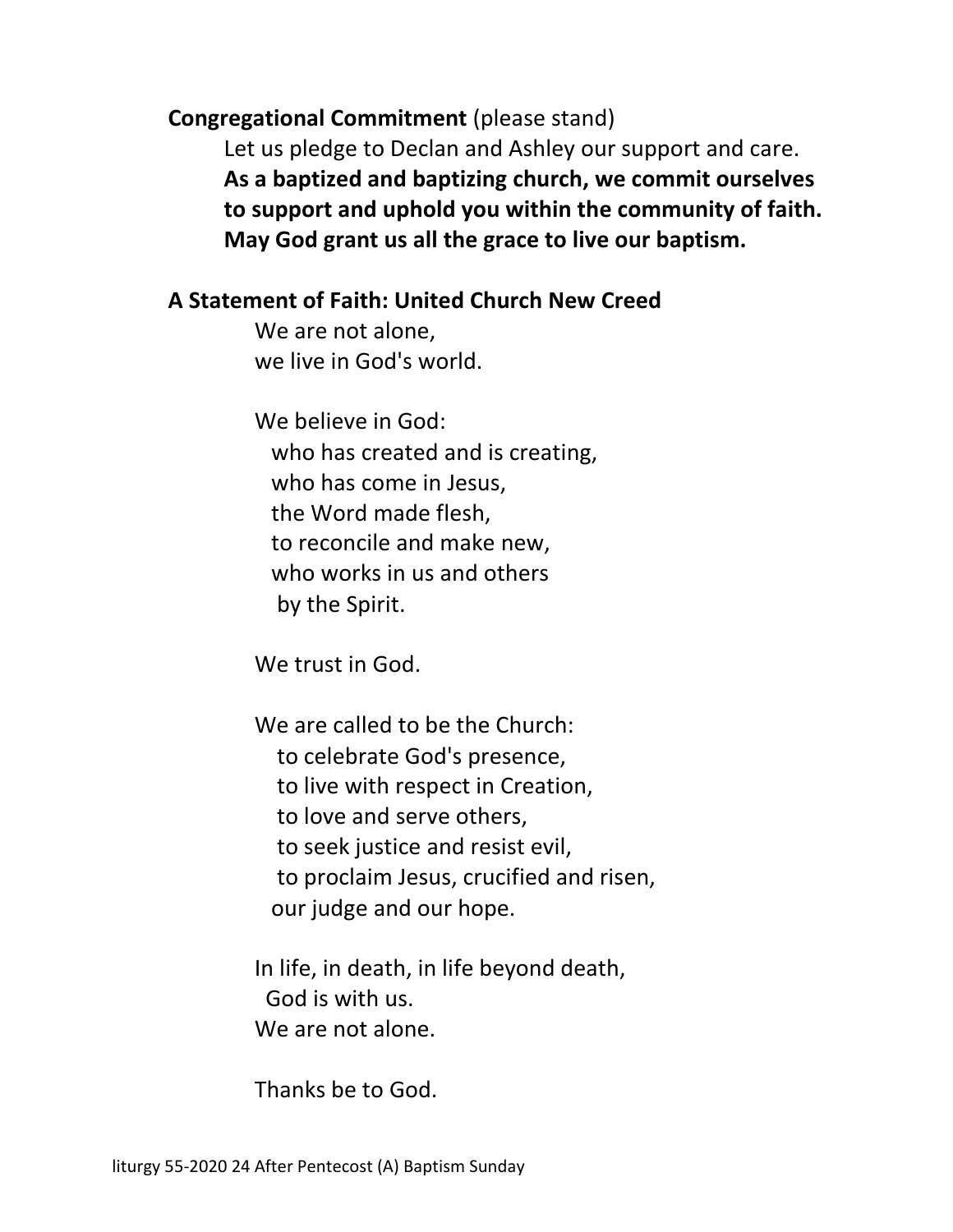**Congregational Commitment** (please stand)

Let us pledge to Declan and Ashley our support and care.
**As a baptized and baptizing church, we commit ourselves to support and uphold you within the community of faith. May God grant us all the grace to live our baptism.**

**A Statement of Faith: United Church New Creed**

We are not alone,
we live in God's world.

We believe in God:
who has created and is creating,
who has come in Jesus,
the Word made flesh,
to reconcile and make new,
who works in us and others
by the Spirit.

We trust in God.

We are called to be the Church:
to celebrate God's presence,
to live with respect in Creation,
to love and serve others,
to seek justice and resist evil,
to proclaim Jesus, crucified and risen,
our judge and our hope.

In life, in death, in life beyond death,
God is with us.
We are not alone.

Thanks be to God.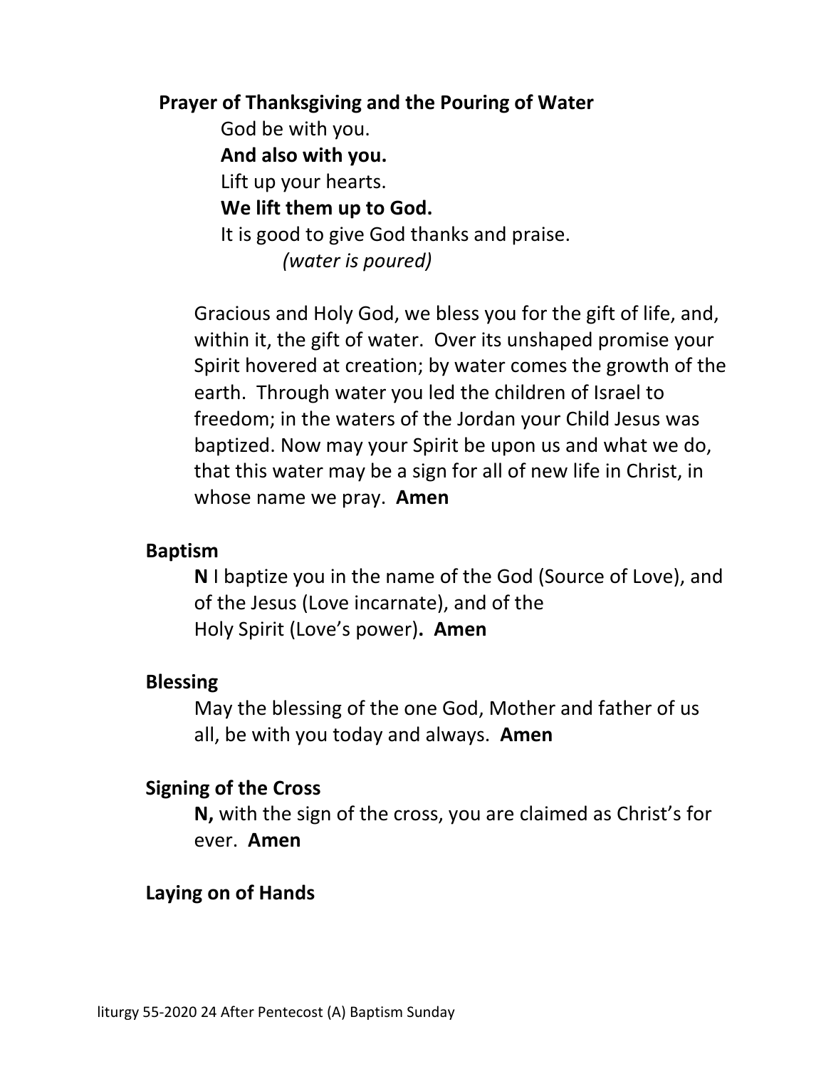**Prayer of Thanksgiving and the Pouring of Water**

God be with you.
**And also with you.**
Lift up your hearts.
**We lift them up to God.**
It is good to give God thanks and praise.
*(water is poured)*

Gracious and Holy God, we bless you for the gift of life, and, within it, the gift of water. Over its unshaped promise your Spirit hovered at creation; by water comes the growth of the earth. Through water you led the children of Israel to freedom; in the waters of the Jordan your Child Jesus was baptized. Now may your Spirit be upon us and what we do, that this water may be a sign for all of new life in Christ, in whose name we pray. **Amen**

**Baptism**

**N** I baptize you in the name of the God (Source of Love), and of the Jesus (Love incarnate), and of the Holy Spirit (Love's power)**. Amen**

**Blessing**

May the blessing of the one God, Mother and father of us all, be with you today and always. **Amen**

**Signing of the Cross**

**N,** with the sign of the cross, you are claimed as Christ's for ever. **Amen**

**Laying on of Hands**

liturgy 55-2020 24 After Pentecost (A) Baptism Sunday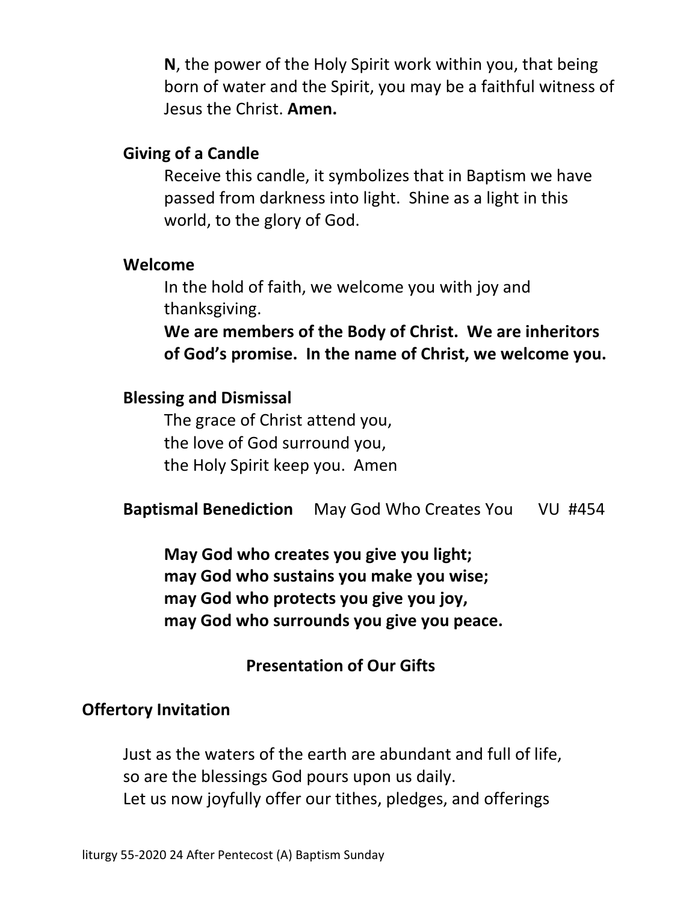**N**, the power of the Holy Spirit work within you, that being born of water and the Spirit, you may be a faithful witness of Jesus the Christ. **Amen.**

**Giving of a Candle**

Receive this candle, it symbolizes that in Baptism we have passed from darkness into light. Shine as a light in this world, to the glory of God.

**Welcome**

In the hold of faith, we welcome you with joy and thanksgiving.

**We are members of the Body of Christ. We are inheritors of God's promise. In the name of Christ, we welcome you.**

**Blessing and Dismissal**

The grace of Christ attend you,
the love of God surround you,
the Holy Spirit keep you. Amen

**Baptismal Benediction** May God Who Creates You VU #454

**May God who creates you give you light;
may God who sustains you make you wise;
may God who protects you give you joy,
may God who surrounds you give you peace.**

**Presentation of Our Gifts**

**Offertory Invitation**

Just as the waters of the earth are abundant and full of life,
so are the blessings God pours upon us daily.
Let us now joyfully offer our tithes, pledges, and offerings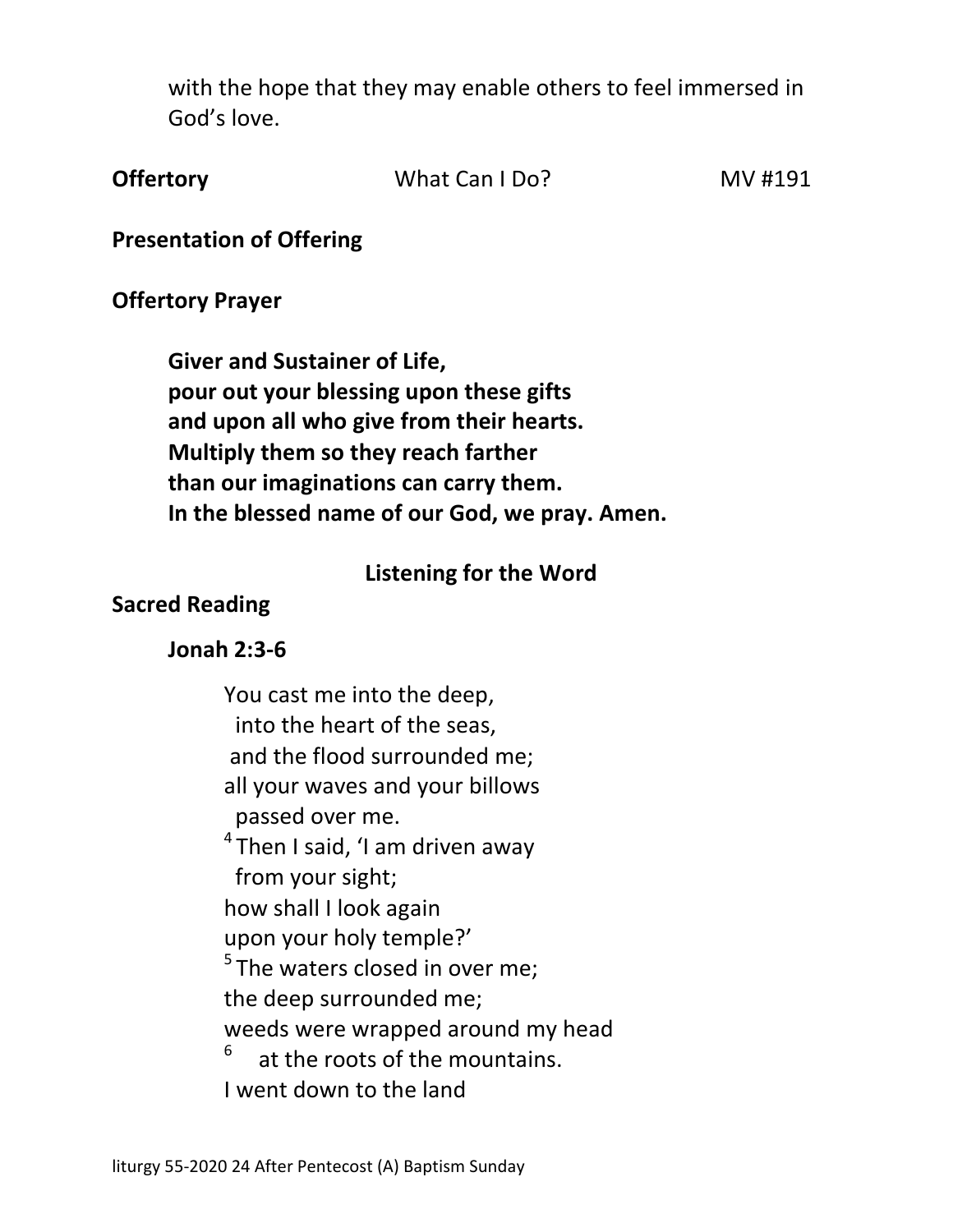with the hope that they may enable others to feel immersed in God's love.

**Offertory** What Can I Do? MV #191

**Presentation of Offering**

**Offertory Prayer**

**Giver and Sustainer of Life,**
**pour out your blessing upon these gifts**
**and upon all who give from their hearts.**
**Multiply them so they reach farther**
**than our imaginations can carry them.**
**In the blessed name of our God, we pray. Amen.**

## Listening for the Word

**Sacred Reading**

**Jonah 2:3-6**

You cast me into the deep,
  into the heart of the seas,
 and the flood surrounded me;
all your waves and your billows
  passed over me.
[4] Then I said, 'I am driven away
  from your sight;
how shall I look again
upon your holy temple?'
[5] The waters closed in over me;
the deep surrounded me;
weeds were wrapped around my head
[6]   at the roots of the mountains.
I went down to the land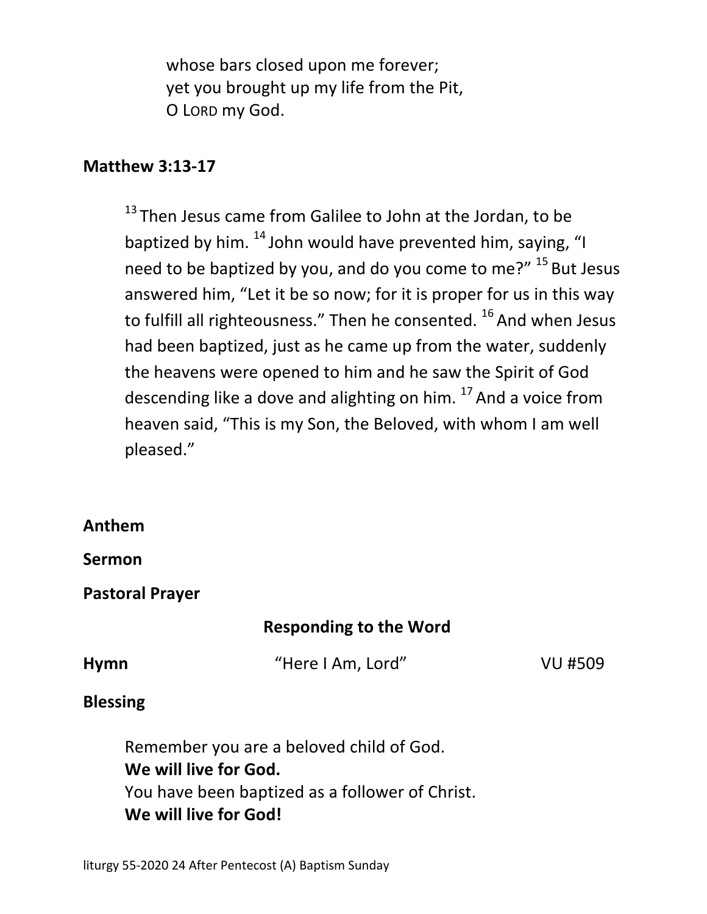whose bars closed upon me forever;
yet you brought up my life from the Pit,
O LORD my God.

**Matthew 3:13-17**

[13] Then Jesus came from Galilee to John at the Jordan, to be baptized by him. [14] John would have prevented him, saying, "I need to be baptized by you, and do you come to me?" [15] But Jesus answered him, "Let it be so now; for it is proper for us in this way to fulfill all righteousness." Then he consented. [16] And when Jesus had been baptized, just as he came up from the water, suddenly the heavens were opened to him and he saw the Spirit of God descending like a dove and alighting on him. [17] And a voice from heaven said, "This is my Son, the Beloved, with whom I am well pleased."

**Anthem**

**Sermon**

**Pastoral Prayer**

**Responding to the Word**

**Hymn** "Here I Am, Lord" VU #509

**Blessing**

Remember you are a beloved child of God.
**We will live for God.**
You have been baptized as a follower of Christ.
**We will live for God!**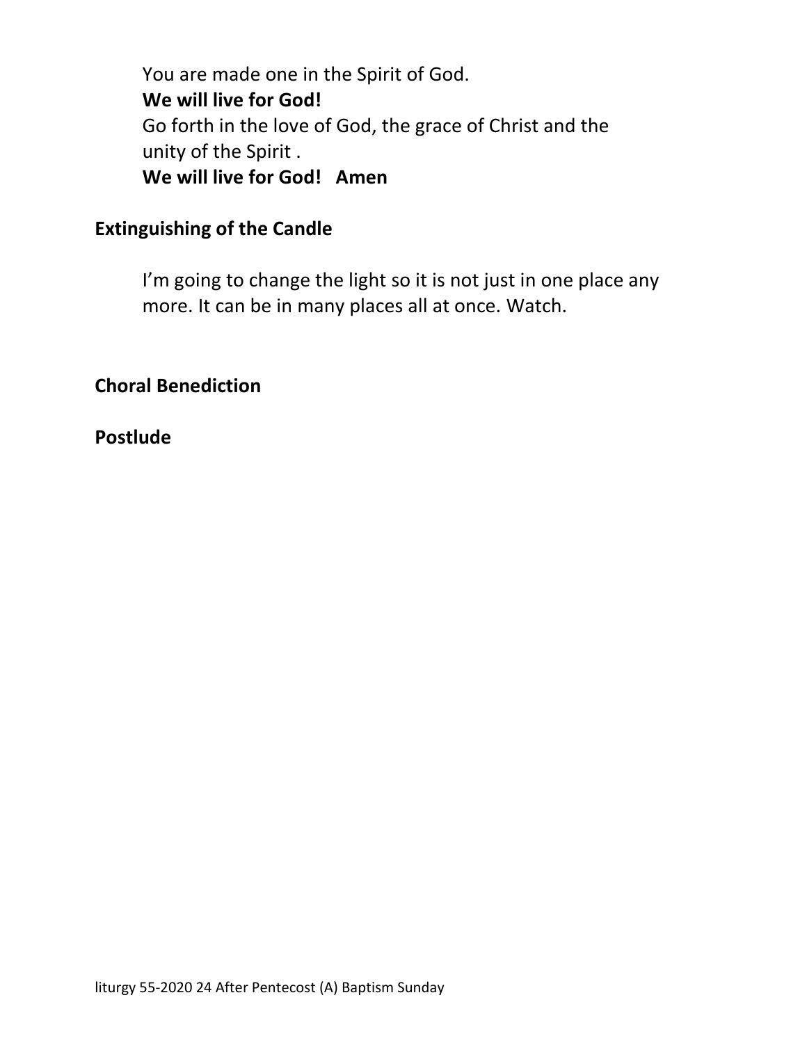You are made one in the Spirit of God.
**We will live for God!**
Go forth in the love of God, the grace of Christ and the unity of the Spirit .
**We will live for God! Amen**

**Extinguishing of the Candle**

I'm going to change the light so it is not just in one place any more. It can be in many places all at once. Watch.

**Choral Benediction**

**Postlude**